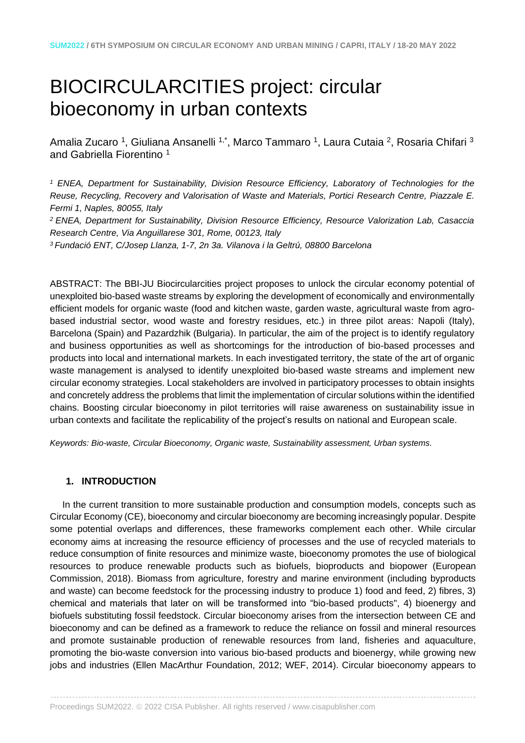# BIOCIRCULARCITIES project: circular bioeconomy in urban contexts

Amalia Zucaro [1], Giuliana Ansanelli [1,*], Marco Tammaro [1], Laura Cutaia [2], Rosaria Chifari [3] and Gabriella Fiorentino [1]

*[1] ENEA, Department for Sustainability, Division Resource Efficiency, Laboratory of Technologies for the Reuse, Recycling, Recovery and Valorisation of Waste and Materials, Portici Research Centre, Piazzale E. Fermi 1, Naples, 80055, Italy*

*[2] ENEA, Department for Sustainability, Division Resource Efficiency, Resource Valorization Lab, Casaccia Research Centre, Via Anguillarese 301, Rome, 00123, Italy*

*[3] Fundació ENT, C/Josep Llanza, 1-7, 2n 3a. Vilanova i la Geltrú, 08800 Barcelona*

ABSTRACT: The BBI-JU Biocircularcities project proposes to unlock the circular economy potential of unexploited bio-based waste streams by exploring the development of economically and environmentally efficient models for organic waste (food and kitchen waste, garden waste, agricultural waste from agro-based industrial sector, wood waste and forestry residues, etc.) in three pilot areas: Napoli (Italy), Barcelona (Spain) and Pazardzhik (Bulgaria). In particular, the aim of the project is to identify regulatory and business opportunities as well as shortcomings for the introduction of bio-based processes and products into local and international markets. In each investigated territory, the state of the art of organic waste management is analysed to identify unexploited bio-based waste streams and implement new circular economy strategies. Local stakeholders are involved in participatory processes to obtain insights and concretely address the problems that limit the implementation of circular solutions within the identified chains. Boosting circular bioeconomy in pilot territories will raise awareness on sustainability issue in urban contexts and facilitate the replicability of the project's results on national and European scale.

*Keywords: Bio-waste, Circular Bioeconomy, Organic waste, Sustainability assessment, Urban systems.*

## 1. INTRODUCTION

In the current transition to more sustainable production and consumption models, concepts such as Circular Economy (CE), bioeconomy and circular bioeconomy are becoming increasingly popular. Despite some potential overlaps and differences, these frameworks complement each other. While circular economy aims at increasing the resource efficiency of processes and the use of recycled materials to reduce consumption of finite resources and minimize waste, bioeconomy promotes the use of biological resources to produce renewable products such as biofuels, bioproducts and biopower (European Commission, 2018). Biomass from agriculture, forestry and marine environment (including byproducts and waste) can become feedstock for the processing industry to produce 1) food and feed, 2) fibres, 3) chemical and materials that later on will be transformed into "bio-based products", 4) bioenergy and biofuels substituting fossil feedstock. Circular bioeconomy arises from the intersection between CE and bioeconomy and can be defined as a framework to reduce the reliance on fossil and mineral resources and promote sustainable production of renewable resources from land, fisheries and aquaculture, promoting the bio-waste conversion into various bio-based products and bioenergy, while growing new jobs and industries (Ellen MacArthur Foundation, 2012; WEF, 2014). Circular bioeconomy appears to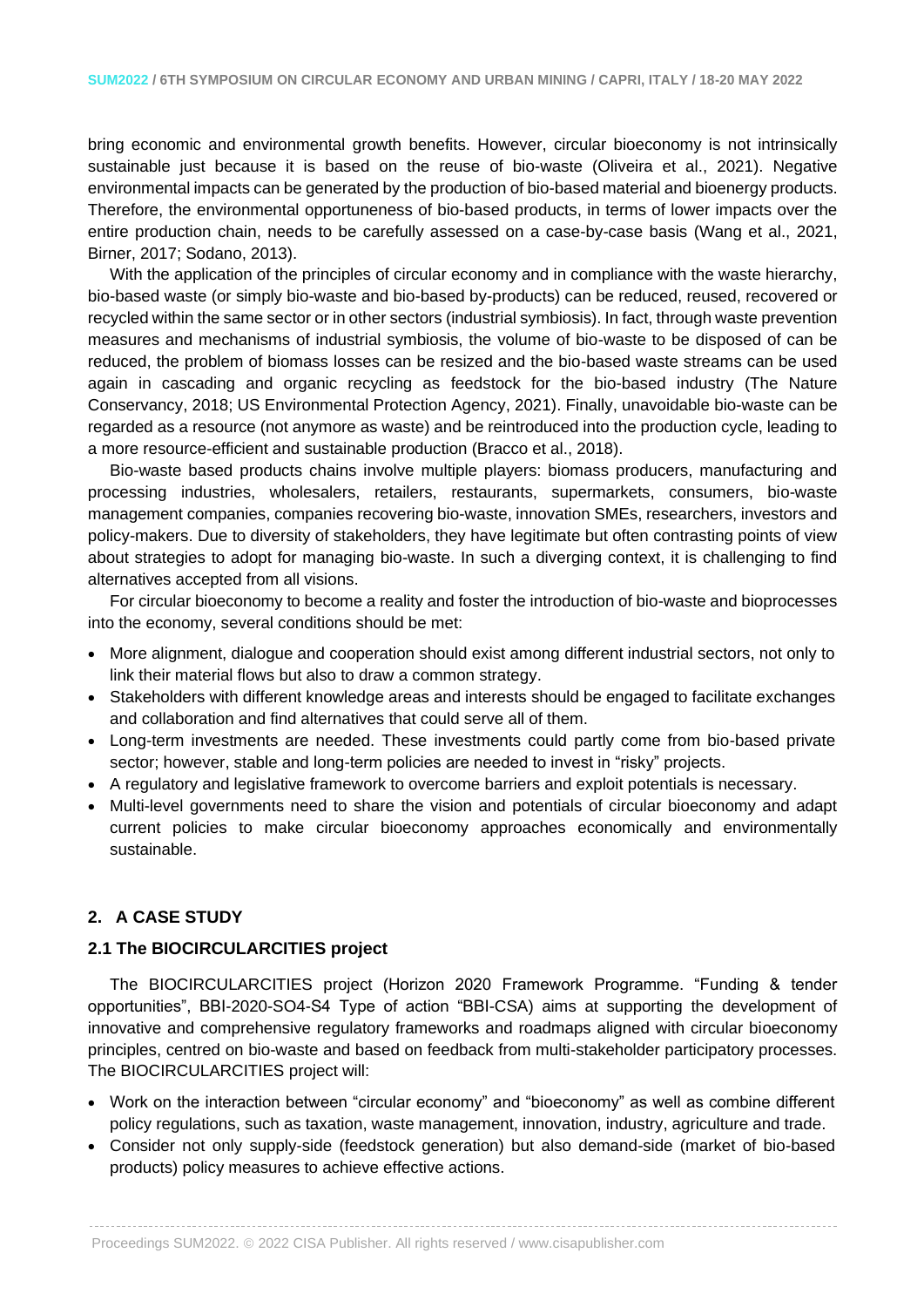bring economic and environmental growth benefits. However, circular bioeconomy is not intrinsically sustainable just because it is based on the reuse of bio-waste (Oliveira et al., 2021). Negative environmental impacts can be generated by the production of bio-based material and bioenergy products. Therefore, the environmental opportuneness of bio-based products, in terms of lower impacts over the entire production chain, needs to be carefully assessed on a case-by-case basis (Wang et al., 2021, Birner, 2017; Sodano, 2013).

With the application of the principles of circular economy and in compliance with the waste hierarchy, bio-based waste (or simply bio-waste and bio-based by-products) can be reduced, reused, recovered or recycled within the same sector or in other sectors (industrial symbiosis). In fact, through waste prevention measures and mechanisms of industrial symbiosis, the volume of bio-waste to be disposed of can be reduced, the problem of biomass losses can be resized and the bio-based waste streams can be used again in cascading and organic recycling as feedstock for the bio-based industry (The Nature Conservancy, 2018; US Environmental Protection Agency, 2021). Finally, unavoidable bio-waste can be regarded as a resource (not anymore as waste) and be reintroduced into the production cycle, leading to a more resource-efficient and sustainable production (Bracco et al., 2018).

Bio-waste based products chains involve multiple players: biomass producers, manufacturing and processing industries, wholesalers, retailers, restaurants, supermarkets, consumers, bio-waste management companies, companies recovering bio-waste, innovation SMEs, researchers, investors and policy-makers. Due to diversity of stakeholders, they have legitimate but often contrasting points of view about strategies to adopt for managing bio-waste. In such a diverging context, it is challenging to find alternatives accepted from all visions.

For circular bioeconomy to become a reality and foster the introduction of bio-waste and bioprocesses into the economy, several conditions should be met:

- More alignment, dialogue and cooperation should exist among different industrial sectors, not only to link their material flows but also to draw a common strategy.
- Stakeholders with different knowledge areas and interests should be engaged to facilitate exchanges and collaboration and find alternatives that could serve all of them.
- Long-term investments are needed. These investments could partly come from bio-based private sector; however, stable and long-term policies are needed to invest in "risky" projects.
- A regulatory and legislative framework to overcome barriers and exploit potentials is necessary.
- Multi-level governments need to share the vision and potentials of circular bioeconomy and adapt current policies to make circular bioeconomy approaches economically and environmentally sustainable.

## 2. A CASE STUDY

### 2.1 The BIOCIRCULARCITIES project

The BIOCIRCULARCITIES project (Horizon 2020 Framework Programme. "Funding & tender opportunities", BBI-2020-SO4-S4 Type of action "BBI-CSA) aims at supporting the development of innovative and comprehensive regulatory frameworks and roadmaps aligned with circular bioeconomy principles, centred on bio-waste and based on feedback from multi-stakeholder participatory processes. The BIOCIRCULARCITIES project will:

- Work on the interaction between "circular economy" and "bioeconomy" as well as combine different policy regulations, such as taxation, waste management, innovation, industry, agriculture and trade.
- Consider not only supply-side (feedstock generation) but also demand-side (market of bio-based products) policy measures to achieve effective actions.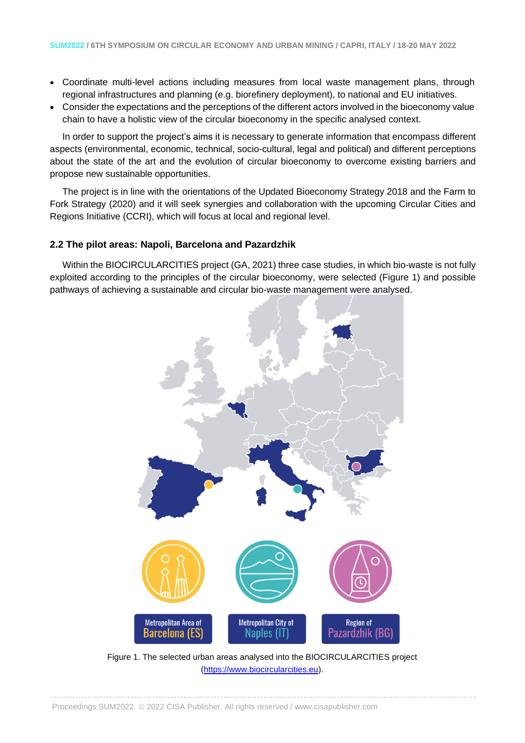- Coordinate multi-level actions including measures from local waste management plans, through regional infrastructures and planning (e.g. biorefinery deployment), to national and EU initiatives.
- Consider the expectations and the perceptions of the different actors involved in the bioeconomy value chain to have a holistic view of the circular bioeconomy in the specific analysed context.

In order to support the project's aims it is necessary to generate information that encompass different aspects (environmental, economic, technical, socio-cultural, legal and political) and different perceptions about the state of the art and the evolution of circular bioeconomy to overcome existing barriers and propose new sustainable opportunities.

The project is in line with the orientations of the Updated Bioeconomy Strategy 2018 and the Farm to Fork Strategy (2020) and it will seek synergies and collaboration with the upcoming Circular Cities and Regions Initiative (CCRI), which will focus at local and regional level.

### 2.2 The pilot areas: Napoli, Barcelona and Pazardzhik

Within the BIOCIRCULARCITIES project (GA, 2021) three case studies, in which bio-waste is not fully exploited according to the principles of the circular bioeconomy, were selected (Figure 1) and possible pathways of achieving a sustainable and circular bio-waste management were analysed.

Figure 1. The selected urban areas analysed into the BIOCIRCULARCITIES project (https://www.biocircularcities.eu).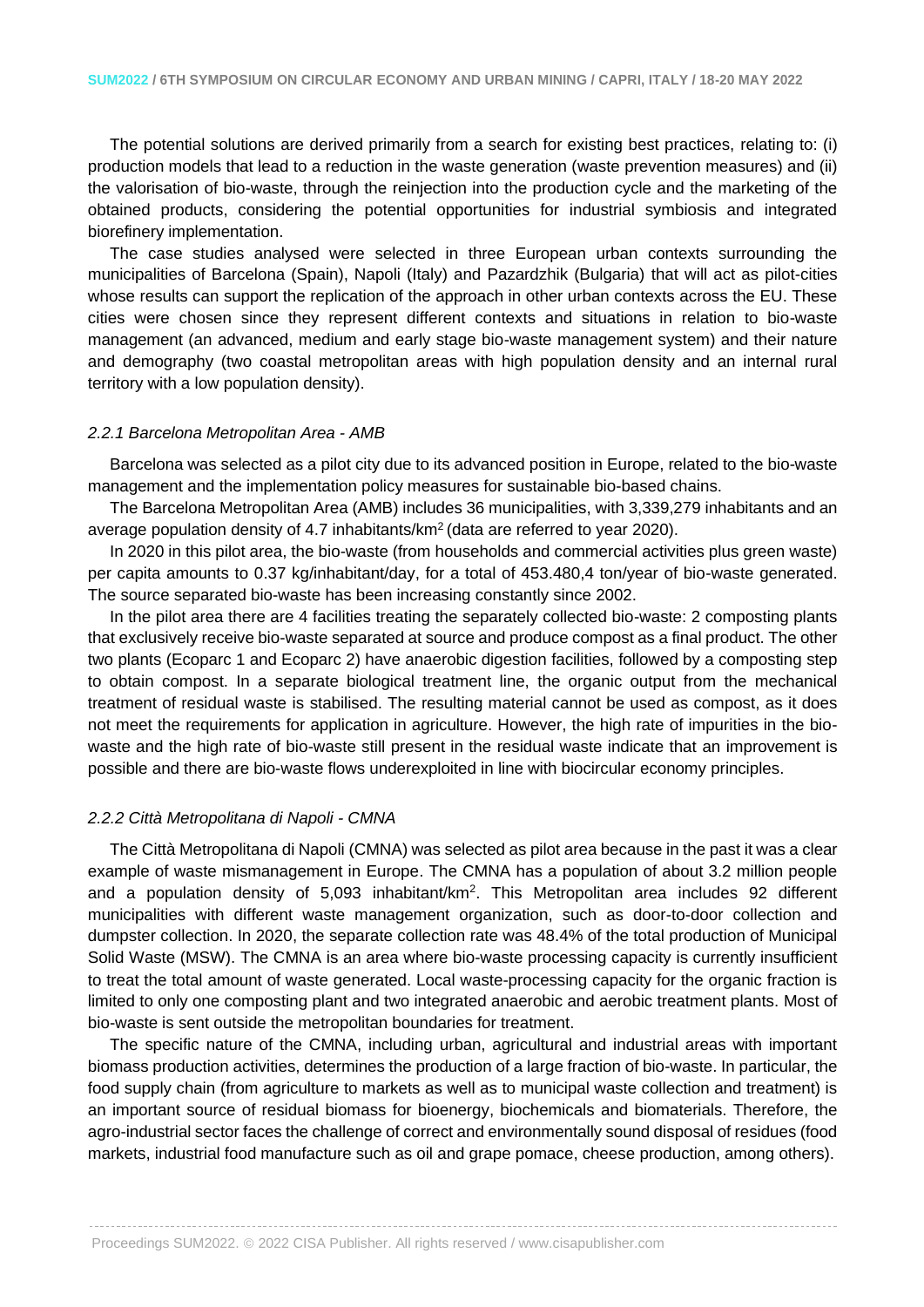The potential solutions are derived primarily from a search for existing best practices, relating to: (i) production models that lead to a reduction in the waste generation (waste prevention measures) and (ii) the valorisation of bio-waste, through the reinjection into the production cycle and the marketing of the obtained products, considering the potential opportunities for industrial symbiosis and integrated biorefinery implementation.

The case studies analysed were selected in three European urban contexts surrounding the municipalities of Barcelona (Spain), Napoli (Italy) and Pazardzhik (Bulgaria) that will act as pilot-cities whose results can support the replication of the approach in other urban contexts across the EU. These cities were chosen since they represent different contexts and situations in relation to bio-waste management (an advanced, medium and early stage bio-waste management system) and their nature and demography (two coastal metropolitan areas with high population density and an internal rural territory with a low population density).

#### *2.2.1 Barcelona Metropolitan Area - AMB*

Barcelona was selected as a pilot city due to its advanced position in Europe, related to the bio-waste management and the implementation policy measures for sustainable bio-based chains.

The Barcelona Metropolitan Area (AMB) includes 36 municipalities, with 3,339,279 inhabitants and an average population density of 4.7 inhabitants/km$^2$ (data are referred to year 2020).

In 2020 in this pilot area, the bio-waste (from households and commercial activities plus green waste) per capita amounts to 0.37 kg/inhabitant/day, for a total of 453.480,4 ton/year of bio-waste generated. The source separated bio-waste has been increasing constantly since 2002.

In the pilot area there are 4 facilities treating the separately collected bio-waste: 2 composting plants that exclusively receive bio-waste separated at source and produce compost as a final product. The other two plants (Ecoparc 1 and Ecoparc 2) have anaerobic digestion facilities, followed by a composting step to obtain compost. In a separate biological treatment line, the organic output from the mechanical treatment of residual waste is stabilised. The resulting material cannot be used as compost, as it does not meet the requirements for application in agriculture. However, the high rate of impurities in the bio-waste and the high rate of bio-waste still present in the residual waste indicate that an improvement is possible and there are bio-waste flows underexploited in line with biocircular economy principles.

#### *2.2.2 Città Metropolitana di Napoli - CMNA*

The Città Metropolitana di Napoli (CMNA) was selected as pilot area because in the past it was a clear example of waste mismanagement in Europe. The CMNA has a population of about 3.2 million people and a population density of 5,093 inhabitant/km$^2$. This Metropolitan area includes 92 different municipalities with different waste management organization, such as door-to-door collection and dumpster collection. In 2020, the separate collection rate was 48.4% of the total production of Municipal Solid Waste (MSW). The CMNA is an area where bio-waste processing capacity is currently insufficient to treat the total amount of waste generated. Local waste-processing capacity for the organic fraction is limited to only one composting plant and two integrated anaerobic and aerobic treatment plants. Most of bio-waste is sent outside the metropolitan boundaries for treatment.

The specific nature of the CMNA, including urban, agricultural and industrial areas with important biomass production activities, determines the production of a large fraction of bio-waste. In particular, the food supply chain (from agriculture to markets as well as to municipal waste collection and treatment) is an important source of residual biomass for bioenergy, biochemicals and biomaterials. Therefore, the agro-industrial sector faces the challenge of correct and environmentally sound disposal of residues (food markets, industrial food manufacture such as oil and grape pomace, cheese production, among others).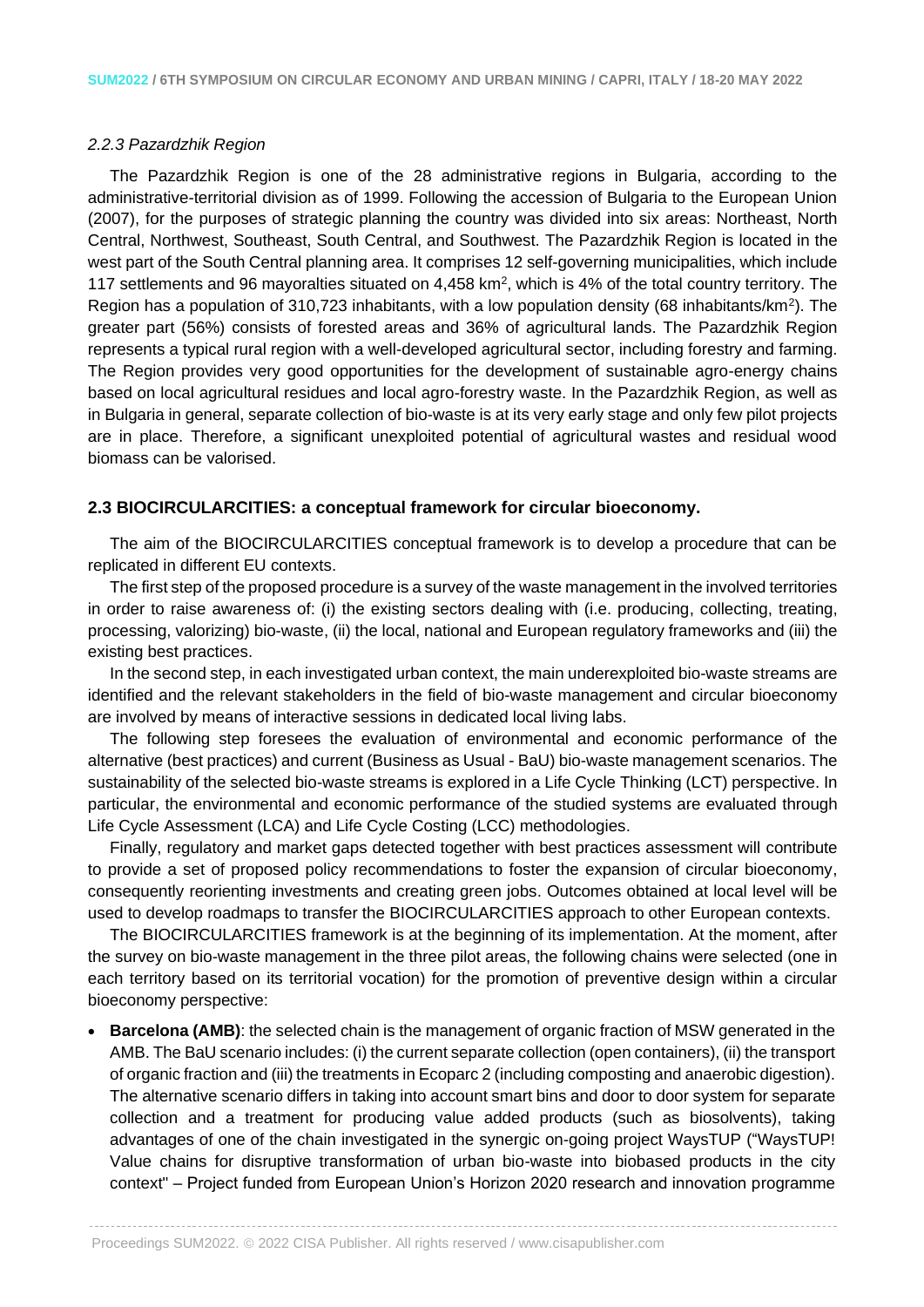*2.2.3 Pazardzhik Region*

The Pazardzhik Region is one of the 28 administrative regions in Bulgaria, according to the administrative-territorial division as of 1999. Following the accession of Bulgaria to the European Union (2007), for the purposes of strategic planning the country was divided into six areas: Northeast, North Central, Northwest, Southeast, South Central, and Southwest. The Pazardzhik Region is located in the west part of the South Central planning area. It comprises 12 self-governing municipalities, which include 117 settlements and 96 mayoralties situated on 4,458 $km^2$, which is 4% of the total country territory. The Region has a population of 310,723 inhabitants, with a low population density (68 inhabitants/$km^2$). The greater part (56%) consists of forested areas and 36% of agricultural lands. The Pazardzhik Region represents a typical rural region with a well-developed agricultural sector, including forestry and farming. The Region provides very good opportunities for the development of sustainable agro-energy chains based on local agricultural residues and local agro-forestry waste. In the Pazardzhik Region, as well as in Bulgaria in general, separate collection of bio-waste is at its very early stage and only few pilot projects are in place. Therefore, a significant unexploited potential of agricultural wastes and residual wood biomass can be valorised.

## 2.3 BIOCIRCULARCITIES: a conceptual framework for circular bioeconomy.

The aim of the BIOCIRCULARCITIES conceptual framework is to develop a procedure that can be replicated in different EU contexts.

The first step of the proposed procedure is a survey of the waste management in the involved territories in order to raise awareness of: (i) the existing sectors dealing with (i.e. producing, collecting, treating, processing, valorizing) bio-waste, (ii) the local, national and European regulatory frameworks and (iii) the existing best practices.

In the second step, in each investigated urban context, the main underexploited bio-waste streams are identified and the relevant stakeholders in the field of bio-waste management and circular bioeconomy are involved by means of interactive sessions in dedicated local living labs.

The following step foresees the evaluation of environmental and economic performance of the alternative (best practices) and current (Business as Usual - BaU) bio-waste management scenarios. The sustainability of the selected bio-waste streams is explored in a Life Cycle Thinking (LCT) perspective. In particular, the environmental and economic performance of the studied systems are evaluated through Life Cycle Assessment (LCA) and Life Cycle Costing (LCC) methodologies.

Finally, regulatory and market gaps detected together with best practices assessment will contribute to provide a set of proposed policy recommendations to foster the expansion of circular bioeconomy, consequently reorienting investments and creating green jobs. Outcomes obtained at local level will be used to develop roadmaps to transfer the BIOCIRCULARCITIES approach to other European contexts.

The BIOCIRCULARCITIES framework is at the beginning of its implementation. At the moment, after the survey on bio-waste management in the three pilot areas, the following chains were selected (one in each territory based on its territorial vocation) for the promotion of preventive design within a circular bioeconomy perspective:

- **Barcelona (AMB)**: the selected chain is the management of organic fraction of MSW generated in the AMB. The BaU scenario includes: (i) the current separate collection (open containers), (ii) the transport of organic fraction and (iii) the treatments in Ecoparc 2 (including composting and anaerobic digestion). The alternative scenario differs in taking into account smart bins and door to door system for separate collection and a treatment for producing value added products (such as biosolvents), taking advantages of one of the chain investigated in the synergic on-going project WaysTUP ("WaysTUP! Value chains for disruptive transformation of urban bio-waste into biobased products in the city context" – Project funded from European Union's Horizon 2020 research and innovation programme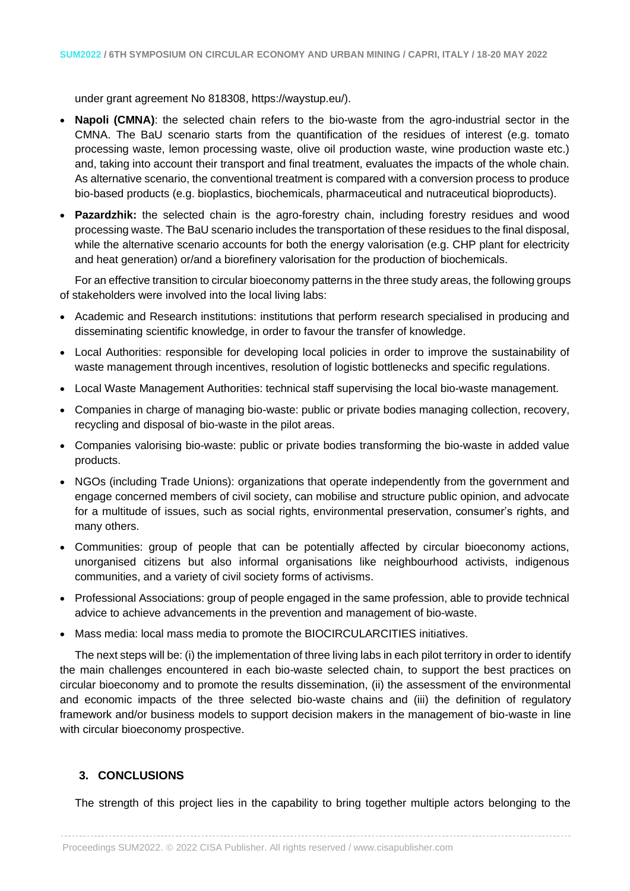under grant agreement No 818308, https://waystup.eu/).

- **Napoli (CMNA)**: the selected chain refers to the bio-waste from the agro-industrial sector in the CMNA. The BaU scenario starts from the quantification of the residues of interest (e.g. tomato processing waste, lemon processing waste, olive oil production waste, wine production waste etc.) and, taking into account their transport and final treatment, evaluates the impacts of the whole chain. As alternative scenario, the conventional treatment is compared with a conversion process to produce bio-based products (e.g. bioplastics, biochemicals, pharmaceutical and nutraceutical bioproducts).
- **Pazardzhik:** the selected chain is the agro-forestry chain, including forestry residues and wood processing waste. The BaU scenario includes the transportation of these residues to the final disposal, while the alternative scenario accounts for both the energy valorisation (e.g. CHP plant for electricity and heat generation) or/and a biorefinery valorisation for the production of biochemicals.

For an effective transition to circular bioeconomy patterns in the three study areas, the following groups of stakeholders were involved into the local living labs:

- Academic and Research institutions: institutions that perform research specialised in producing and disseminating scientific knowledge, in order to favour the transfer of knowledge.
- Local Authorities: responsible for developing local policies in order to improve the sustainability of waste management through incentives, resolution of logistic bottlenecks and specific regulations.
- Local Waste Management Authorities: technical staff supervising the local bio-waste management.
- Companies in charge of managing bio-waste: public or private bodies managing collection, recovery, recycling and disposal of bio-waste in the pilot areas.
- Companies valorising bio-waste: public or private bodies transforming the bio-waste in added value products.
- NGOs (including Trade Unions): organizations that operate independently from the government and engage concerned members of civil society, can mobilise and structure public opinion, and advocate for a multitude of issues, such as social rights, environmental preservation, consumer's rights, and many others.
- Communities: group of people that can be potentially affected by circular bioeconomy actions, unorganised citizens but also informal organisations like neighbourhood activists, indigenous communities, and a variety of civil society forms of activisms.
- Professional Associations: group of people engaged in the same profession, able to provide technical advice to achieve advancements in the prevention and management of bio-waste.
- Mass media: local mass media to promote the BIOCIRCULARCITIES initiatives.

The next steps will be: (i) the implementation of three living labs in each pilot territory in order to identify the main challenges encountered in each bio-waste selected chain, to support the best practices on circular bioeconomy and to promote the results dissemination, (ii) the assessment of the environmental and economic impacts of the three selected bio-waste chains and (iii) the definition of regulatory framework and/or business models to support decision makers in the management of bio-waste in line with circular bioeconomy prospective.

## 3. CONCLUSIONS

The strength of this project lies in the capability to bring together multiple actors belonging to the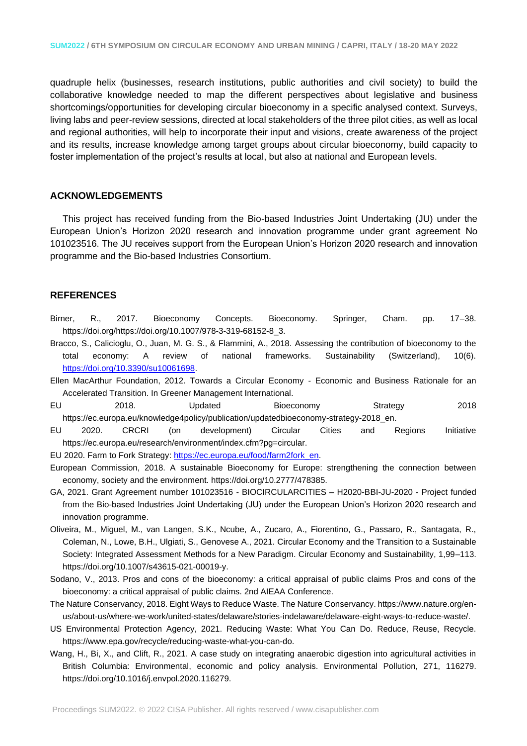quadruple helix (businesses, research institutions, public authorities and civil society) to build the collaborative knowledge needed to map the different perspectives about legislative and business shortcomings/opportunities for developing circular bioeconomy in a specific analysed context. Surveys, living labs and peer-review sessions, directed at local stakeholders of the three pilot cities, as well as local and regional authorities, will help to incorporate their input and visions, create awareness of the project and its results, increase knowledge among target groups about circular bioeconomy, build capacity to foster implementation of the project's results at local, but also at national and European levels.

## ACKNOWLEDGEMENTS

This project has received funding from the Bio-based Industries Joint Undertaking (JU) under the European Union's Horizon 2020 research and innovation programme under grant agreement No 101023516. The JU receives support from the European Union's Horizon 2020 research and innovation programme and the Bio-based Industries Consortium.

## REFERENCES

Birner, R., 2017. Bioeconomy Concepts. Bioeconomy. Springer, Cham. pp. 17–38. https://doi.org/https://doi.org/10.1007/978-3-319-68152-8_3.

Bracco, S., Calicioglu, O., Juan, M. G. S., & Flammini, A., 2018. Assessing the contribution of bioeconomy to the total economy: A review of national frameworks. Sustainability (Switzerland), 10(6). https://doi.org/10.3390/su10061698.

Ellen MacArthur Foundation, 2012. Towards a Circular Economy - Economic and Business Rationale for an Accelerated Transition. In Greener Management International.

EU 2018. Updated Bioeconomy Strategy 2018 https://ec.europa.eu/knowledge4policy/publication/updatedbioeconomy-strategy-2018_en.

EU 2020. CRCRI (on development) Circular Cities and Regions Initiative https://ec.europa.eu/research/environment/index.cfm?pg=circular.

EU 2020. Farm to Fork Strategy: https://ec.europa.eu/food/farm2fork_en.

European Commission, 2018. A sustainable Bioeconomy for Europe: strengthening the connection between economy, society and the environment. https://doi.org/10.2777/478385.

GA, 2021. Grant Agreement number 101023516 - BIOCIRCULARCITIES – H2020-BBI-JU-2020 - Project funded from the Bio-based Industries Joint Undertaking (JU) under the European Union's Horizon 2020 research and innovation programme.

Oliveira, M., Miguel, M., van Langen, S.K., Ncube, A., Zucaro, A., Fiorentino, G., Passaro, R., Santagata, R., Coleman, N., Lowe, B.H., Ulgiati, S., Genovese A., 2021. Circular Economy and the Transition to a Sustainable Society: Integrated Assessment Methods for a New Paradigm. Circular Economy and Sustainability, 1,99–113. https://doi.org/10.1007/s43615-021-00019-y.

Sodano, V., 2013. Pros and cons of the bioeconomy: a critical appraisal of public claims Pros and cons of the bioeconomy: a critical appraisal of public claims. 2nd AIEAA Conference.

The Nature Conservancy, 2018. Eight Ways to Reduce Waste. The Nature Conservancy. https://www.nature.org/en-us/about-us/where-we-work/united-states/delaware/stories-indelaware/delaware-eight-ways-to-reduce-waste/.

US Environmental Protection Agency, 2021. Reducing Waste: What You Can Do. Reduce, Reuse, Recycle. https://www.epa.gov/recycle/reducing-waste-what-you-can-do.

Wang, H., Bi, X., and Clift, R., 2021. A case study on integrating anaerobic digestion into agricultural activities in British Columbia: Environmental, economic and policy analysis. Environmental Pollution, 271, 116279. https://doi.org/10.1016/j.envpol.2020.116279.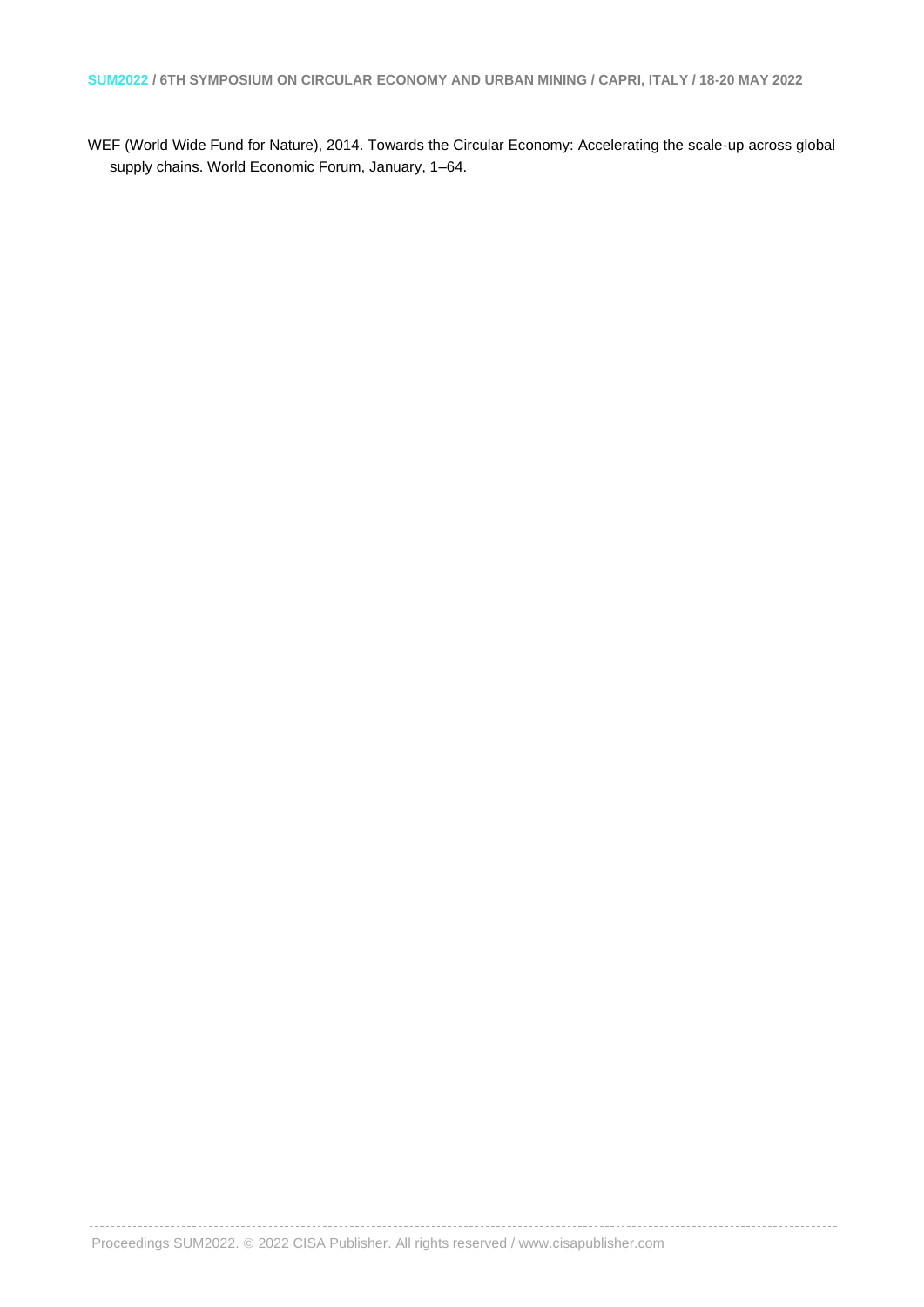WEF (World Wide Fund for Nature), 2014. Towards the Circular Economy: Accelerating the scale-up across global supply chains. World Economic Forum, January, 1–64.